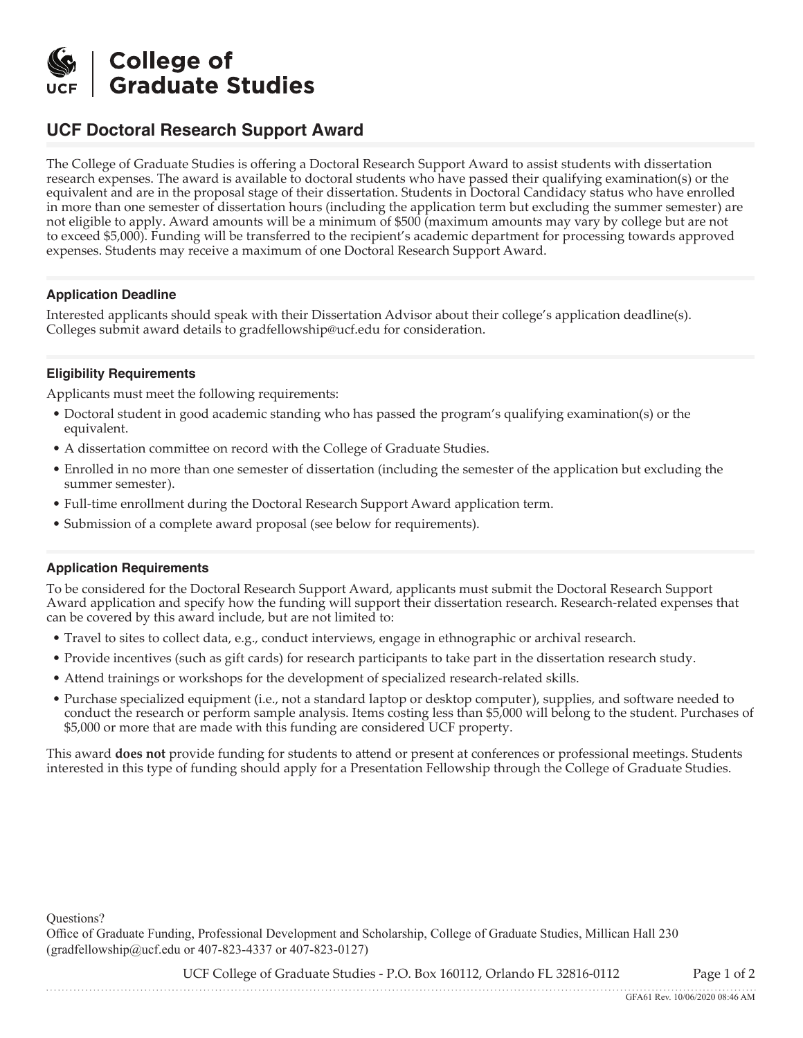# College of Graduate Studies

## UCF Doctoral Research Support Award

The College of Graduate Studies is offering a Doctoral Research Support Award to assist students with dissertation research expenses. The award is available to doctoral students who have passed their qualifying examination(s) or the equivalent and are in the proposal stage of their dissertation. Students in Doctoral Candidacy status who have enrolled in more than one semester of dissertation hours (including the application term but excluding the summer semester) are not eligible to apply. Award amounts will be a minimum of $500 (maximum amounts may vary by college but are not to exceed $5,000). Funding will be transferred to the recipient's academic department for processing towards approved expenses. Students may receive a maximum of one Doctoral Research Support Award.

### Application Deadline

Interested applicants should speak with their Dissertation Advisor about their college's application deadline(s). Colleges submit award details to gradfellowship@ucf.edu for consideration.

### Eligibility Requirements

Applicants must meet the following requirements:

- Doctoral student in good academic standing who has passed the program's qualifying examination(s) or the equivalent.
- A dissertation committee on record with the College of Graduate Studies.
- Enrolled in no more than one semester of dissertation (including the semester of the application but excluding the summer semester).
- Full-time enrollment during the Doctoral Research Support Award application term.
- Submission of a complete award proposal (see below for requirements).

### Application Requirements

To be considered for the Doctoral Research Support Award, applicants must submit the Doctoral Research Support Award application and specify how the funding will support their dissertation research. Research-related expenses that can be covered by this award include, but are not limited to:

- Travel to sites to collect data, e.g., conduct interviews, engage in ethnographic or archival research.
- Provide incentives (such as gift cards) for research participants to take part in the dissertation research study.
- Attend trainings or workshops for the development of specialized research-related skills.
- Purchase specialized equipment (i.e., not a standard laptop or desktop computer), supplies, and software needed to conduct the research or perform sample analysis. Items costing less than $5,000 will belong to the student. Purchases of $5,000 or more that are made with this funding are considered UCF property.

This award **does not** provide funding for students to attend or present at conferences or professional meetings. Students interested in this type of funding should apply for a Presentation Fellowship through the College of Graduate Studies.

Questions?
Office of Graduate Funding, Professional Development and Scholarship, College of Graduate Studies, Millican Hall 230 (gradfellowship@ucf.edu or 407-823-4337 or 407-823-0127)

UCF College of Graduate Studies - P.O. Box 160112, Orlando FL 32816-0112

GFA61 Rev. 10/06/2020 08:46 AM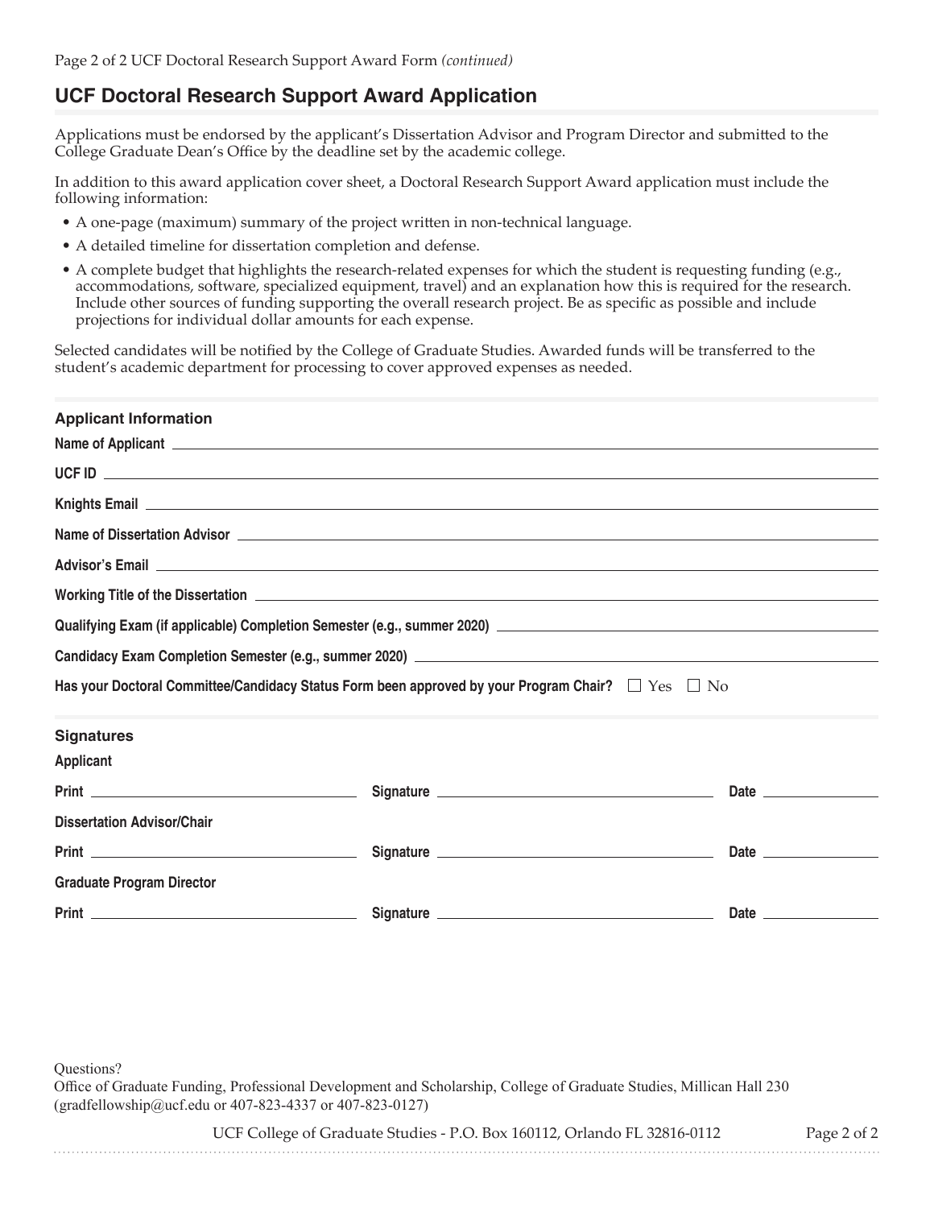## UCF Doctoral Research Support Award Application

Applications must be endorsed by the applicant's Dissertation Advisor and Program Director and submitted to the College Graduate Dean's Office by the deadline set by the academic college.

In addition to this award application cover sheet, a Doctoral Research Support Award application must include the following information:

- A one-page (maximum) summary of the project written in non-technical language.
- A detailed timeline for dissertation completion and defense.
- A complete budget that highlights the research-related expenses for which the student is requesting funding (e.g., accommodations, software, specialized equipment, travel) and an explanation how this is required for the research. Include other sources of funding supporting the overall research project. Be as specific as possible and include projections for individual dollar amounts for each expense.

Selected candidates will be notified by the College of Graduate Studies. Awarded funds will be transferred to the student's academic department for processing to cover approved expenses as needed.

### Applicant Information

**Name of Applicant** ______________________________

**UCF ID** ______________________________

**Knights Email** ______________________________

**Name of Dissertation Advisor** ______________________________

**Advisor's Email** ______________________________

**Working Title of the Dissertation** ______________________________

**Qualifying Exam (if applicable) Completion Semester (e.g., summer 2020)** ______________________________

**Candidacy Exam Completion Semester (e.g., summer 2020)** ______________________________

**Has your Doctoral Committee/Candidacy Status Form been approved by your Program Chair?** ☐ Yes ☐ No

### Signatures

**Applicant**

**Print** ____________________ **Signature** ____________________ **Date** __________

**Dissertation Advisor/Chair**

**Print** ____________________ **Signature** ____________________ **Date** __________

**Graduate Program Director**

**Print** ____________________ **Signature** ____________________ **Date** __________

Questions?
Office of Graduate Funding, Professional Development and Scholarship, College of Graduate Studies, Millican Hall 230 (gradfellowship@ucf.edu or 407-823-4337 or 407-823-0127)

UCF College of Graduate Studies - P.O. Box 160112, Orlando FL 32816-0112